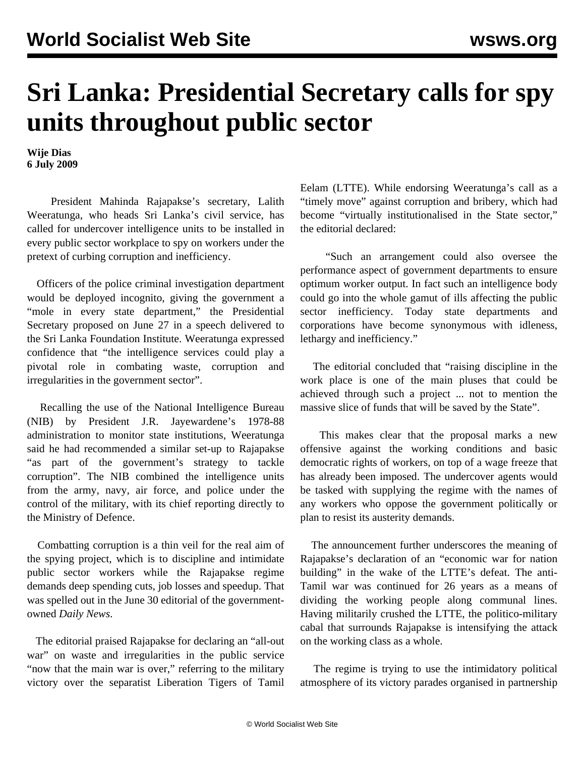# Sri Lanka: Presidential Secretary calls for spy units throughout public sector

**Wije Dias**
**6 July 2009**

President Mahinda Rajapakse's secretary, Lalith Weeratunga, who heads Sri Lanka's civil service, has called for undercover intelligence units to be installed in every public sector workplace to spy on workers under the pretext of curbing corruption and inefficiency.

Officers of the police criminal investigation department would be deployed incognito, giving the government a "mole in every state department," the Presidential Secretary proposed on June 27 in a speech delivered to the Sri Lanka Foundation Institute. Weeratunga expressed confidence that "the intelligence services could play a pivotal role in combating waste, corruption and irregularities in the government sector".

Recalling the use of the National Intelligence Bureau (NIB) by President J.R. Jayewardene's 1978-88 administration to monitor state institutions, Weeratunga said he had recommended a similar set-up to Rajapakse "as part of the government's strategy to tackle corruption". The NIB combined the intelligence units from the army, navy, air force, and police under the control of the military, with its chief reporting directly to the Ministry of Defence.

Combatting corruption is a thin veil for the real aim of the spying project, which is to discipline and intimidate public sector workers while the Rajapakse regime demands deep spending cuts, job losses and speedup. That was spelled out in the June 30 editorial of the government-owned *Daily News*.

The editorial praised Rajapakse for declaring an "all-out war" on waste and irregularities in the public service "now that the main war is over," referring to the military victory over the separatist Liberation Tigers of Tamil Eelam (LTTE). While endorsing Weeratunga's call as a "timely move" against corruption and bribery, which had become "virtually institutionalised in the State sector," the editorial declared:

"Such an arrangement could also oversee the performance aspect of government departments to ensure optimum worker output. In fact such an intelligence body could go into the whole gamut of ills affecting the public sector inefficiency. Today state departments and corporations have become synonymous with idleness, lethargy and inefficiency."

The editorial concluded that "raising discipline in the work place is one of the main pluses that could be achieved through such a project ... not to mention the massive slice of funds that will be saved by the State".

This makes clear that the proposal marks a new offensive against the working conditions and basic democratic rights of workers, on top of a wage freeze that has already been imposed. The undercover agents would be tasked with supplying the regime with the names of any workers who oppose the government politically or plan to resist its austerity demands.

The announcement further underscores the meaning of Rajapakse's declaration of an "economic war for nation building" in the wake of the LTTE's defeat. The anti-Tamil war was continued for 26 years as a means of dividing the working people along communal lines. Having militarily crushed the LTTE, the politico-military cabal that surrounds Rajapakse is intensifying the attack on the working class as a whole.

The regime is trying to use the intimidatory political atmosphere of its victory parades organised in partnership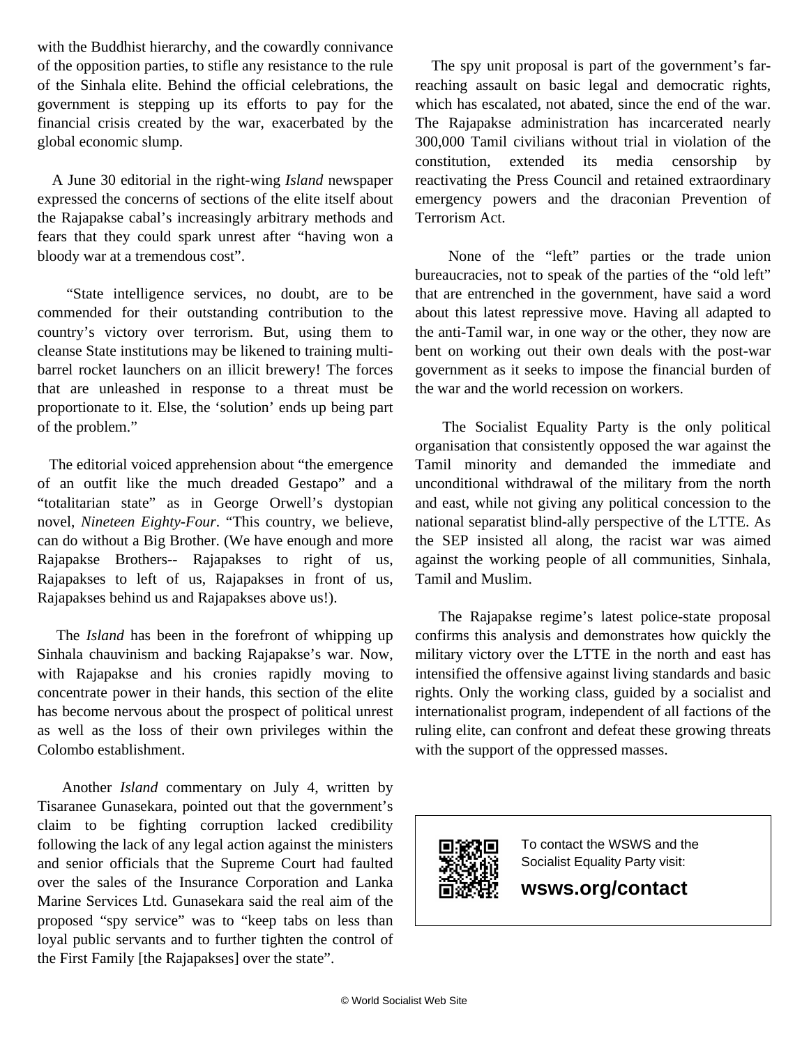with the Buddhist hierarchy, and the cowardly connivance of the opposition parties, to stifle any resistance to the rule of the Sinhala elite. Behind the official celebrations, the government is stepping up its efforts to pay for the financial crisis created by the war, exacerbated by the global economic slump.

A June 30 editorial in the right-wing *Island* newspaper expressed the concerns of sections of the elite itself about the Rajapakse cabal's increasingly arbitrary methods and fears that they could spark unrest after "having won a bloody war at a tremendous cost".

"State intelligence services, no doubt, are to be commended for their outstanding contribution to the country's victory over terrorism. But, using them to cleanse State institutions may be likened to training multi-barrel rocket launchers on an illicit brewery! The forces that are unleashed in response to a threat must be proportionate to it. Else, the 'solution' ends up being part of the problem."

The editorial voiced apprehension about "the emergence of an outfit like the much dreaded Gestapo" and a "totalitarian state" as in George Orwell's dystopian novel, *Nineteen Eighty-Four*. "This country, we believe, can do without a Big Brother. (We have enough and more Rajapakse Brothers-- Rajapakses to right of us, Rajapakses to left of us, Rajapakses in front of us, Rajapakses behind us and Rajapakses above us!).

The *Island* has been in the forefront of whipping up Sinhala chauvinism and backing Rajapakse's war. Now, with Rajapakse and his cronies rapidly moving to concentrate power in their hands, this section of the elite has become nervous about the prospect of political unrest as well as the loss of their own privileges within the Colombo establishment.

Another *Island* commentary on July 4, written by Tisaranee Gunasekara, pointed out that the government's claim to be fighting corruption lacked credibility following the lack of any legal action against the ministers and senior officials that the Supreme Court had faulted over the sales of the Insurance Corporation and Lanka Marine Services Ltd. Gunasekara said the real aim of the proposed "spy service" was to "keep tabs on less than loyal public servants and to further tighten the control of the First Family [the Rajapakses] over the state".

The spy unit proposal is part of the government's far-reaching assault on basic legal and democratic rights, which has escalated, not abated, since the end of the war. The Rajapakse administration has incarcerated nearly 300,000 Tamil civilians without trial in violation of the constitution, extended its media censorship by reactivating the Press Council and retained extraordinary emergency powers and the draconian Prevention of Terrorism Act.

None of the "left" parties or the trade union bureaucracies, not to speak of the parties of the "old left" that are entrenched in the government, have said a word about this latest repressive move. Having all adapted to the anti-Tamil war, in one way or the other, they now are bent on working out their own deals with the post-war government as it seeks to impose the financial burden of the war and the world recession on workers.

The Socialist Equality Party is the only political organisation that consistently opposed the war against the Tamil minority and demanded the immediate and unconditional withdrawal of the military from the north and east, while not giving any political concession to the national separatist blind-ally perspective of the LTTE. As the SEP insisted all along, the racist war was aimed against the working people of all communities, Sinhala, Tamil and Muslim.

The Rajapakse regime's latest police-state proposal confirms this analysis and demonstrates how quickly the military victory over the LTTE in the north and east has intensified the offensive against living standards and basic rights. Only the working class, guided by a socialist and internationalist program, independent of all factions of the ruling elite, can confront and defeat these growing threats with the support of the oppressed masses.

To contact the WSWS and the Socialist Equality Party visit:

**wsws.org/contact**